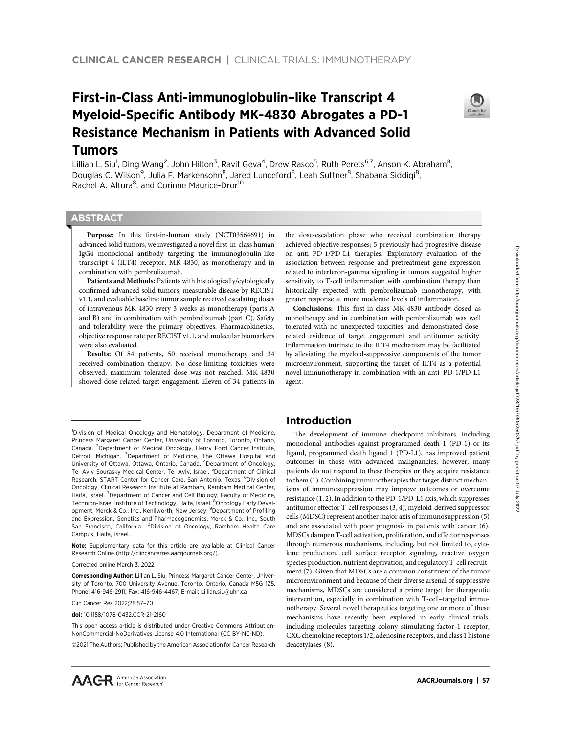# First-in-Class Anti-immunoglobulin–like Transcript 4 Myeloid-Specific Antibody MK-4830 Abrogates a PD-1 Resistance Mechanism in Patients with Advanced Solid Tumors

Lillian L. Siu[1], Ding Wang[2], John Hilton[3], Ravit Geva[4], Drew Rasco[5], Ruth Perets[6,7], Anson K. Abraham[8], Douglas C. Wilson[9], Julia F. Markensohn[8], Jared Lunceford[8], Leah Suttner[8], Shabana Siddiqi[8], Rachel A. Altura[8], and Corinne Maurice-Dror[10]

## ABSTRACT

**Purpose:** In this first-in-human study (NCT03564691) in advanced solid tumors, we investigated a novel first-in-class human IgG4 monoclonal antibody targeting the immunoglobulin-like transcript 4 (ILT4) receptor, MK-4830, as monotherapy and in combination with pembrolizumab.

**Patients and Methods:** Patients with histologically/cytologically confirmed advanced solid tumors, measurable disease by RECIST v1.1, and evaluable baseline tumor sample received escalating doses of intravenous MK-4830 every 3 weeks as monotherapy (parts A and B) and in combination with pembrolizumab (part C). Safety and tolerability were the primary objectives. Pharmacokinetics, objective response rate per RECIST v1.1, and molecular biomarkers were also evaluated.

**Results:** Of 84 patients, 50 received monotherapy and 34 received combination therapy. No dose-limiting toxicities were observed; maximum tolerated dose was not reached. MK-4830 showed dose-related target engagement. Eleven of 34 patients in the dose-escalation phase who received combination therapy achieved objective responses; 5 previously had progressive disease on anti–PD-1/PD-L1 therapies. Exploratory evaluation of the association between response and pretreatment gene expression related to interferon-gamma signaling in tumors suggested higher sensitivity to T-cell inflammation with combination therapy than historically expected with pembrolizumab monotherapy, with greater response at more moderate levels of inflammation.

**Conclusions:** This first-in-class MK-4830 antibody dosed as monotherapy and in combination with pembrolizumab was well tolerated with no unexpected toxicities, and demonstrated dose-related evidence of target engagement and antitumor activity. Inflammation intrinsic to the ILT4 mechanism may be facilitated by alleviating the myeloid-suppressive components of the tumor microenvironment, supporting the target of ILT4 as a potential novel immunotherapy in combination with an anti–PD-1/PD-L1 agent.

## Introduction

The development of immune checkpoint inhibitors, including monoclonal antibodies against programmed death 1 (PD-1) or its ligand, programmed death ligand 1 (PD-L1), has improved patient outcomes in those with advanced malignancies; however, many patients do not respond to these therapies or they acquire resistance to them (1). Combining immunotherapies that target distinct mechanisms of immunosuppression may improve outcomes or overcome resistance (1, 2). In addition to the PD-1/PD-L1 axis, which suppresses antitumor effector T-cell responses (3, 4), myeloid-derived suppressor cells (MDSC) represent another major axis of immunosuppression (5) and are associated with poor prognosis in patients with cancer (6). MDSCs dampen T-cell activation, proliferation, and effector responses through numerous mechanisms, including, but not limited to, cytokine production, cell surface receptor signaling, reactive oxygen species production, nutrient deprivation, and regulatory T-cell recruitment (7). Given that MDSCs are a common constituent of the tumor microenvironment and because of their diverse arsenal of suppressive mechanisms, MDSCs are considered a prime target for therapeutic intervention, especially in combination with T-cell–targeted immunotherapy. Several novel therapeutics targeting one or more of these mechanisms have recently been explored in early clinical trials, including molecules targeting colony stimulating factor 1 receptor, CXC chemokine receptors 1/2, adenosine receptors, and class 1 histone deacetylases (8).

---

[1]Division of Medical Oncology and Hematology, Department of Medicine, Princess Margaret Cancer Center, University of Toronto, Toronto, Ontario, Canada. [2]Department of Medical Oncology, Henry Ford Cancer Institute, Detroit, Michigan. [3]Department of Medicine, The Ottawa Hospital and University of Ottawa, Ottawa, Ontario, Canada. [4]Department of Oncology, Tel Aviv Sourasky Medical Center, Tel Aviv, Israel. [5]Department of Clinical Research, START Center for Cancer Care, San Antonio, Texas. [6]Division of Oncology, Clinical Research Institute at Rambam, Rambam Medical Center, Haifa, Israel. [7]Department of Cancer and Cell Biology, Faculty of Medicine, Technion-Israel Institute of Technology, Haifa, Israel. [8]Oncology Early Development, Merck & Co., Inc., Kenilworth, New Jersey. [9]Department of Profiling and Expression, Genetics and Pharmacogenomics, Merck & Co., Inc., South San Francisco, California. [10]Division of Oncology, Rambam Health Care Campus, Haifa, Israel.

**Note:** Supplementary data for this article are available at Clinical Cancer Research Online (http://clincancerres.aacrjournals.org/).

Corrected online March 3, 2022.

**Corresponding Author:** Lillian L. Siu, Princess Margaret Cancer Center, University of Toronto, 700 University Avenue, Toronto, Ontario, Canada M5G 1Z5. Phone: 416-946-2911; Fax: 416-946-4467; E-mail: Lillian.siu@uhn.ca

Clin Cancer Res 2022;28:57–70

**doi:** 10.1158/1078-0432.CCR-21-2160

This open access article is distributed under Creative Commons Attribution-NonCommercial-NoDerivatives License 4.0 International (CC BY-NC-ND).

©2021 The Authors; Published by the American Association for Cancer Research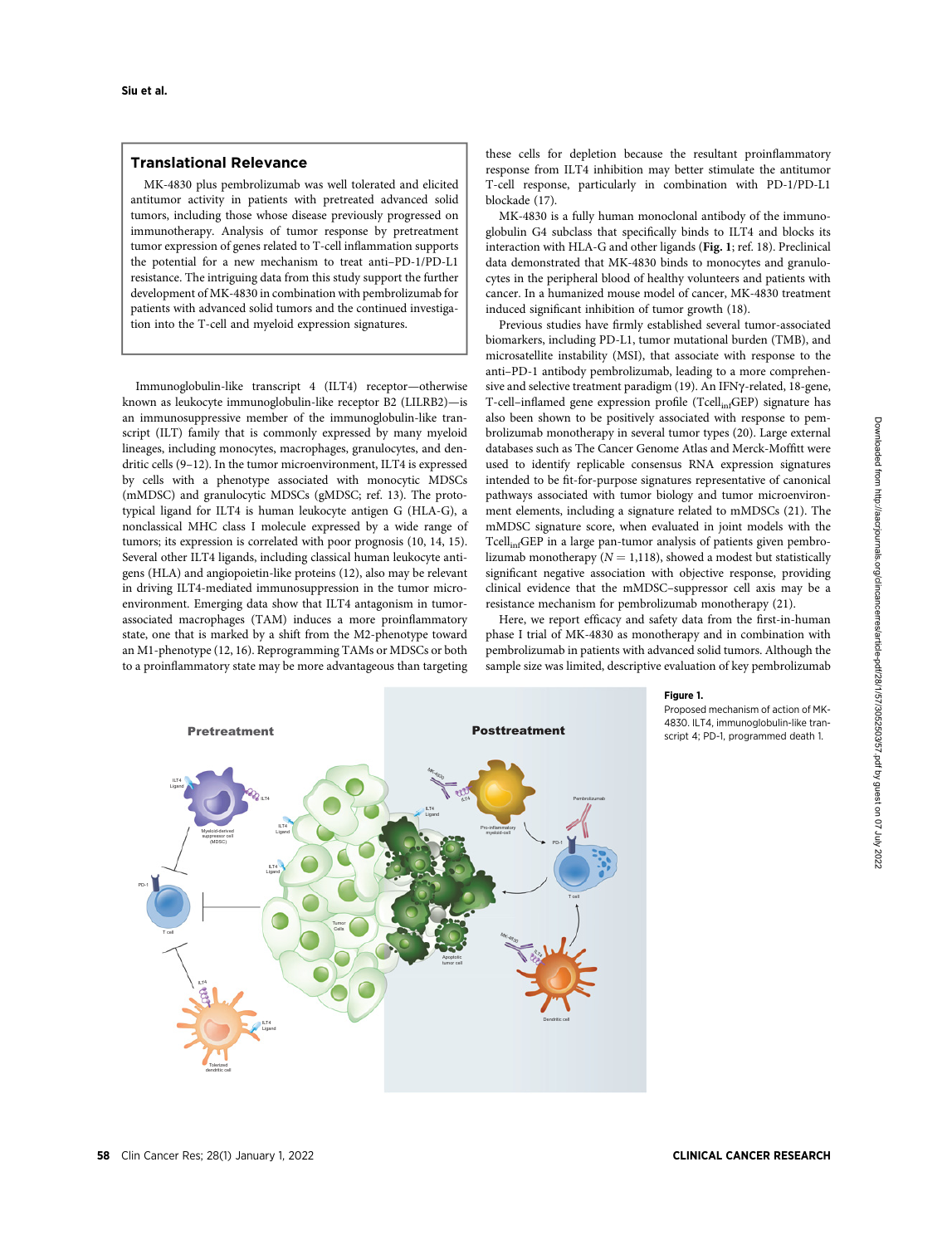## Translational Relevance

MK-4830 plus pembrolizumab was well tolerated and elicited antitumor activity in patients with pretreated advanced solid tumors, including those whose disease previously progressed on immunotherapy. Analysis of tumor response by pretreatment tumor expression of genes related to T-cell inflammation supports the potential for a new mechanism to treat anti–PD-1/PD-L1 resistance. The intriguing data from this study support the further development of MK-4830 in combination with pembrolizumab for patients with advanced solid tumors and the continued investigation into the T-cell and myeloid expression signatures.

Immunoglobulin-like transcript 4 (ILT4) receptor—otherwise known as leukocyte immunoglobulin-like receptor B2 (LILRB2)—is an immunosuppressive member of the immunoglobulin-like transcript (ILT) family that is commonly expressed by many myeloid lineages, including monocytes, macrophages, granulocytes, and dendritic cells (9–12). In the tumor microenvironment, ILT4 is expressed by cells with a phenotype associated with monocytic MDSCs (mMDSC) and granulocytic MDSCs (gMDSC; ref. 13). The prototypical ligand for ILT4 is human leukocyte antigen G (HLA-G), a nonclassical MHC class I molecule expressed by a wide range of tumors; its expression is correlated with poor prognosis (10, 14, 15). Several other ILT4 ligands, including classical human leukocyte antigens (HLA) and angiopoietin-like proteins (12), also may be relevant in driving ILT4-mediated immunosuppression in the tumor microenvironment. Emerging data show that ILT4 antagonism in tumor-associated macrophages (TAM) induces a more proinflammatory state, one that is marked by a shift from the M2-phenotype toward an M1-phenotype (12, 16). Reprogramming TAMs or MDSCs or both to a proinflammatory state may be more advantageous than targeting these cells for depletion because the resultant proinflammatory response from ILT4 inhibition may better stimulate the antitumor T-cell response, particularly in combination with PD-1/PD-L1 blockade (17).

MK-4830 is a fully human monoclonal antibody of the immunoglobulin G4 subclass that specifically binds to ILT4 and blocks its interaction with HLA-G and other ligands (**Fig. 1**; ref. 18). Preclinical data demonstrated that MK-4830 binds to monocytes and granulocytes in the peripheral blood of healthy volunteers and patients with cancer. In a humanized mouse model of cancer, MK-4830 treatment induced significant inhibition of tumor growth (18).

Previous studies have firmly established several tumor-associated biomarkers, including PD-L1, tumor mutational burden (TMB), and microsatellite instability (MSI), that associate with response to the anti–PD-1 antibody pembrolizumab, leading to a more comprehensive and selective treatment paradigm (19). An IFNγ-related, 18-gene, T-cell–inflamed gene expression profile ($Tcell_{inf}GEP$) signature has also been shown to be positively associated with response to pembrolizumab monotherapy in several tumor types (20). Large external databases such as The Cancer Genome Atlas and Merck-Moffitt were used to identify replicable consensus RNA expression signatures intended to be fit-for-purpose signatures representative of canonical pathways associated with tumor biology and tumor microenvironment elements, including a signature related to mMDSCs (21). The mMDSC signature score, when evaluated in joint models with the $Tcell_{inf}GEP$ in a large pan-tumor analysis of patients given pembrolizumab monotherapy ($N = 1{,}118$), showed a modest but statistically significant negative association with objective response, providing clinical evidence that the mMDSC–suppressor cell axis may be a resistance mechanism for pembrolizumab monotherapy (21).

Here, we report efficacy and safety data from the first-in-human phase I trial of MK-4830 as monotherapy and in combination with pembrolizumab in patients with advanced solid tumors. Although the sample size was limited, descriptive evaluation of key pembrolizumab

**Figure 1.**
Proposed mechanism of action of MK-4830. ILT4, immunoglobulin-like transcript 4; PD-1, programmed death 1.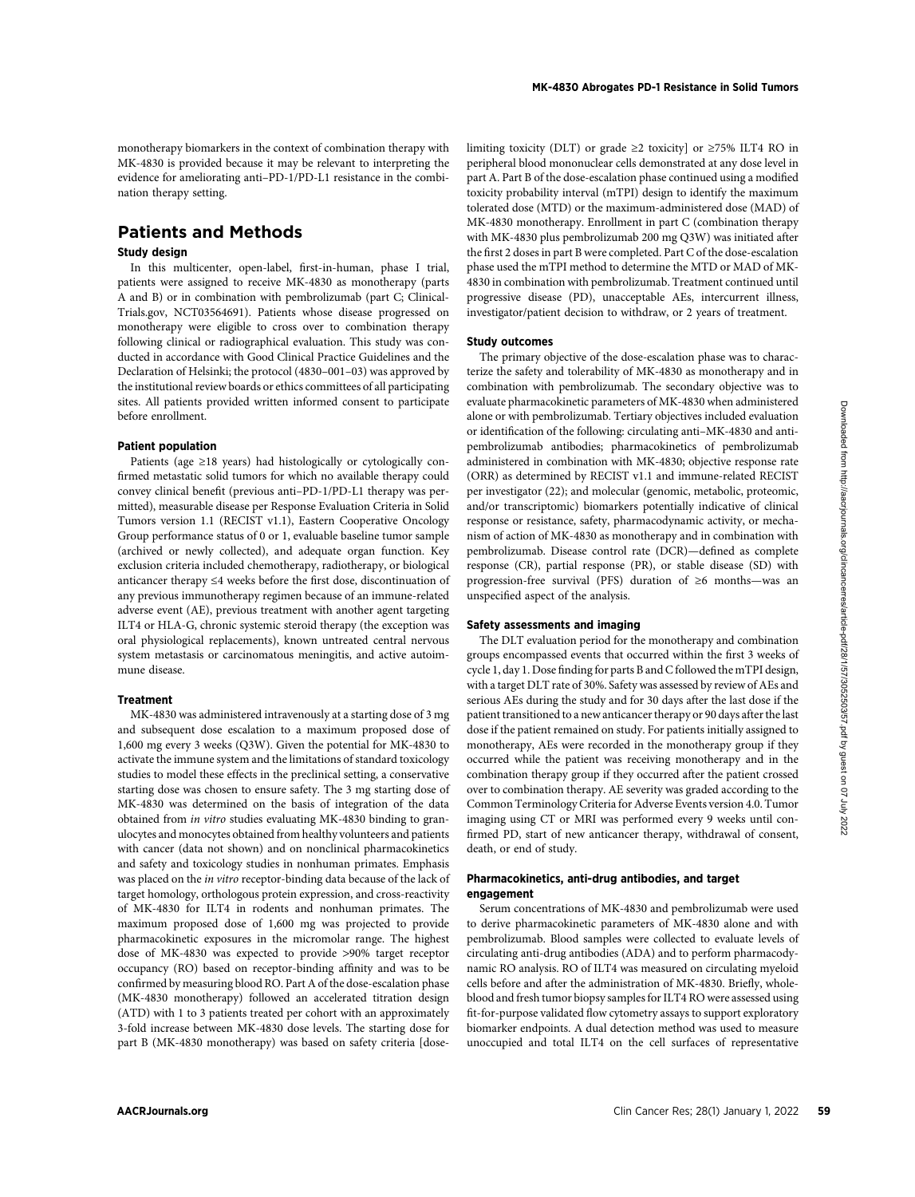monotherapy biomarkers in the context of combination therapy with MK-4830 is provided because it may be relevant to interpreting the evidence for ameliorating anti–PD-1/PD-L1 resistance in the combination therapy setting.

## Patients and Methods

### Study design

In this multicenter, open-label, first-in-human, phase I trial, patients were assigned to receive MK-4830 as monotherapy (parts A and B) or in combination with pembrolizumab (part C; ClinicalTrials.gov, NCT03564691). Patients whose disease progressed on monotherapy were eligible to cross over to combination therapy following clinical or radiographical evaluation. This study was conducted in accordance with Good Clinical Practice Guidelines and the Declaration of Helsinki; the protocol (4830–001–03) was approved by the institutional review boards or ethics committees of all participating sites. All patients provided written informed consent to participate before enrollment.

### Patient population

Patients (age ≥18 years) had histologically or cytologically confirmed metastatic solid tumors for which no available therapy could convey clinical benefit (previous anti–PD-1/PD-L1 therapy was permitted), measurable disease per Response Evaluation Criteria in Solid Tumors version 1.1 (RECIST v1.1), Eastern Cooperative Oncology Group performance status of 0 or 1, evaluable baseline tumor sample (archived or newly collected), and adequate organ function. Key exclusion criteria included chemotherapy, radiotherapy, or biological anticancer therapy ≤4 weeks before the first dose, discontinuation of any previous immunotherapy regimen because of an immune-related adverse event (AE), previous treatment with another agent targeting ILT4 or HLA-G, chronic systemic steroid therapy (the exception was oral physiological replacements), known untreated central nervous system metastasis or carcinomatous meningitis, and active autoimmune disease.

### Treatment

MK-4830 was administered intravenously at a starting dose of 3 mg and subsequent dose escalation to a maximum proposed dose of 1,600 mg every 3 weeks (Q3W). Given the potential for MK-4830 to activate the immune system and the limitations of standard toxicology studies to model these effects in the preclinical setting, a conservative starting dose was chosen to ensure safety. The 3 mg starting dose of MK-4830 was determined on the basis of integration of the data obtained from *in vitro* studies evaluating MK-4830 binding to granulocytes and monocytes obtained from healthy volunteers and patients with cancer (data not shown) and on nonclinical pharmacokinetics and safety and toxicology studies in nonhuman primates. Emphasis was placed on the *in vitro* receptor-binding data because of the lack of target homology, orthologous protein expression, and cross-reactivity of MK-4830 for ILT4 in rodents and nonhuman primates. The maximum proposed dose of 1,600 mg was projected to provide pharmacokinetic exposures in the micromolar range. The highest dose of MK-4830 was expected to provide >90% target receptor occupancy (RO) based on receptor-binding affinity and was to be confirmed by measuring blood RO. Part A of the dose-escalation phase (MK-4830 monotherapy) followed an accelerated titration design (ATD) with 1 to 3 patients treated per cohort with an approximately 3-fold increase between MK-4830 dose levels. The starting dose for part B (MK-4830 monotherapy) was based on safety criteria [dose-limiting toxicity (DLT) or grade ≥2 toxicity] or ≥75% ILT4 RO in peripheral blood mononuclear cells demonstrated at any dose level in part A. Part B of the dose-escalation phase continued using a modified toxicity probability interval (mTPI) design to identify the maximum tolerated dose (MTD) or the maximum-administered dose (MAD) of MK-4830 monotherapy. Enrollment in part C (combination therapy with MK-4830 plus pembrolizumab 200 mg Q3W) was initiated after the first 2 doses in part B were completed. Part C of the dose-escalation phase used the mTPI method to determine the MTD or MAD of MK-4830 in combination with pembrolizumab. Treatment continued until progressive disease (PD), unacceptable AEs, intercurrent illness, investigator/patient decision to withdraw, or 2 years of treatment.

### Study outcomes

The primary objective of the dose-escalation phase was to characterize the safety and tolerability of MK-4830 as monotherapy and in combination with pembrolizumab. The secondary objective was to evaluate pharmacokinetic parameters of MK-4830 when administered alone or with pembrolizumab. Tertiary objectives included evaluation or identification of the following: circulating anti–MK-4830 and anti-pembrolizumab antibodies; pharmacokinetics of pembrolizumab administered in combination with MK-4830; objective response rate (ORR) assessed by RECIST v1.1 and immune-related RECIST per investigator (22); and molecular (genomic, metabolic, proteomic, and/or transcriptomic) biomarkers potentially indicative of clinical response or resistance, safety, pharmacodynamic activity, or mechanism of action of MK-4830 as monotherapy and in combination with pembrolizumab. Disease control rate (DCR)—defined as complete response (CR), partial response (PR), or stable disease (SD) with progression-free survival (PFS) duration of ≥6 months—was an unspecified aspect of the analysis.

### Safety assessments and imaging

The DLT evaluation period for the monotherapy and combination groups encompassed events that occurred within the first 3 weeks of cycle 1, day 1. Dose finding for parts B and C followed the mTPI design, with a target DLT rate of 30%. Safety was assessed by review of AEs and serious AEs during the study and for 30 days after the last dose if the patient transitioned to a new anticancer therapy or 90 days after the last dose if the patient remained on study. For patients initially assigned to monotherapy, AEs were recorded in the monotherapy group if they occurred while the patient was receiving monotherapy and in the combination therapy group if they occurred after the patient crossed over to combination therapy. AE severity was graded according to the Common Terminology Criteria for Adverse Events version 4.0. Tumor imaging using CT or MRI was performed every 9 weeks until confirmed PD, start of new anticancer therapy, withdrawal of consent, death, or end of study.

### Pharmacokinetics, anti-drug antibodies, and target engagement

Serum concentrations of MK-4830 and pembrolizumab were used to derive pharmacokinetic parameters of MK-4830 alone and with pembrolizumab. Blood samples were collected to evaluate levels of circulating anti-drug antibodies (ADA) and to perform pharmacodynamic RO analysis. RO of ILT4 was measured on circulating myeloid cells before and after the administration of MK-4830. Briefly, whole-blood and fresh tumor biopsy samples for ILT4 RO were assessed using fit-for-purpose validated flow cytometry assays to support exploratory biomarker endpoints. A dual detection method was used to measure unoccupied and total ILT4 on the cell surfaces of representative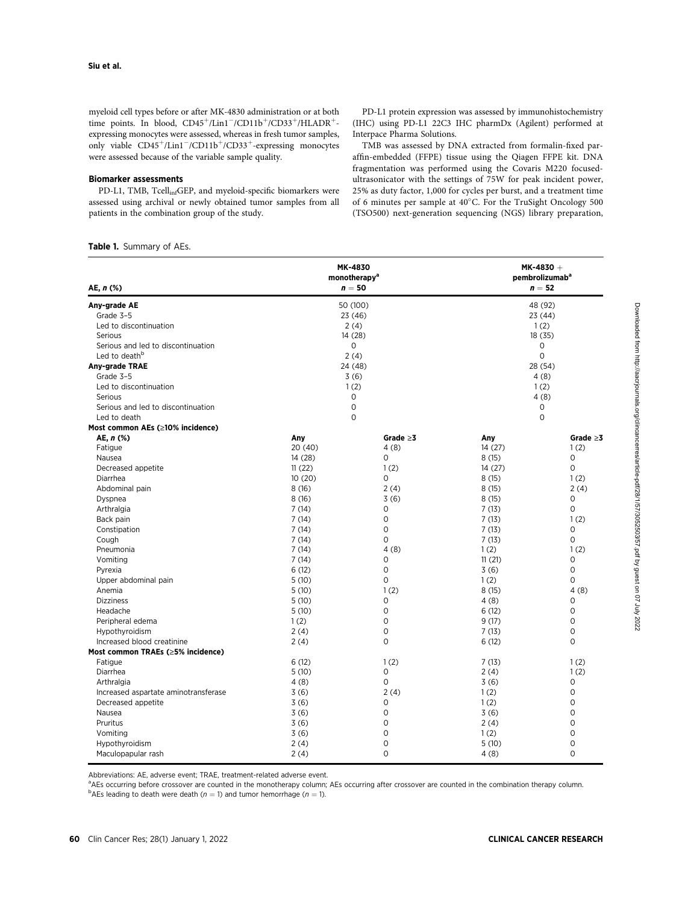myeloid cell types before or after MK-4830 administration or at both time points. In blood, $CD45^+/Lin1^-/CD11b^+/CD33^+/HLADR^+$-expressing monocytes were assessed, whereas in fresh tumor samples, only viable $CD45^+/Lin1^-/CD11b^+/CD33^+$-expressing monocytes were assessed because of the variable sample quality.

### Biomarker assessments

PD-L1, TMB, $Tcell_{inf}GEP$, and myeloid-specific biomarkers were assessed using archival or newly obtained tumor samples from all patients in the combination group of the study.

PD-L1 protein expression was assessed by immunohistochemistry (IHC) using PD-L1 22C3 IHC pharmDx (Agilent) performed at Interpace Pharma Solutions.

TMB was assessed by DNA extracted from formalin-fixed paraffin-embedded (FFPE) tissue using the Qiagen FFPE kit. DNA fragmentation was performed using the Covaris M220 focused-ultrasonicator with the settings of 75W for peak incident power, 25% as duty factor, 1,000 for cycles per burst, and a treatment time of 6 minutes per sample at 40°C. For the TruSight Oncology 500 (TSO500) next-generation sequencing (NGS) library preparation,

**Table 1.** Summary of AEs.

| AE, n (%) | MK-4830 monotherapy[a] n = 50 | | MK-4830 + pembrolizumab[a] n = 52 | |
|---|---|---|---|---|
| **Any-grade AE** | 50 (100) | | 48 (92) | |
| Grade 3–5 | 23 (46) | | 23 (44) | |
| Led to discontinuation | 2 (4) | | 1 (2) | |
| Serious | 14 (28) | | 18 (35) | |
| Serious and led to discontinuation | 0 | | 0 | |
| Led to death[b] | 2 (4) | | 0 | |
| **Any-grade TRAE** | 24 (48) | | 28 (54) | |
| Grade 3–5 | 3 (6) | | 4 (8) | |
| Led to discontinuation | 1 (2) | | 1 (2) | |
| Serious | 0 | | 4 (8) | |
| Serious and led to discontinuation | 0 | | 0 | |
| Led to death | 0 | | 0 | |
| **Most common AEs (≥10% incidence)** | | | | |
| **AE, n (%)** | **Any** | **Grade ≥3** | **Any** | **Grade ≥3** |
| Fatigue | 20 (40) | 4 (8) | 14 (27) | 1 (2) |
| Nausea | 14 (28) | 0 | 8 (15) | 0 |
| Decreased appetite | 11 (22) | 1 (2) | 14 (27) | 0 |
| Diarrhea | 10 (20) | 0 | 8 (15) | 1 (2) |
| Abdominal pain | 8 (16) | 2 (4) | 8 (15) | 2 (4) |
| Dyspnea | 8 (16) | 3 (6) | 8 (15) | 0 |
| Arthralgia | 7 (14) | 0 | 7 (13) | 0 |
| Back pain | 7 (14) | 0 | 7 (13) | 1 (2) |
| Constipation | 7 (14) | 0 | 7 (13) | 0 |
| Cough | 7 (14) | 0 | 7 (13) | 0 |
| Pneumonia | 7 (14) | 4 (8) | 1 (2) | 1 (2) |
| Vomiting | 7 (14) | 0 | 11 (21) | 0 |
| Pyrexia | 6 (12) | 0 | 3 (6) | 0 |
| Upper abdominal pain | 5 (10) | 0 | 1 (2) | 0 |
| Anemia | 5 (10) | 1 (2) | 8 (15) | 4 (8) |
| Dizziness | 5 (10) | 0 | 4 (8) | 0 |
| Headache | 5 (10) | 0 | 6 (12) | 0 |
| Peripheral edema | 1 (2) | 0 | 9 (17) | 0 |
| Hypothyroidism | 2 (4) | 0 | 7 (13) | 0 |
| Increased blood creatinine | 2 (4) | 0 | 6 (12) | 0 |
| **Most common TRAEs (≥5% incidence)** | | | | |
| Fatigue | 6 (12) | 1 (2) | 7 (13) | 1 (2) |
| Diarrhea | 5 (10) | 0 | 2 (4) | 1 (2) |
| Arthralgia | 4 (8) | 0 | 3 (6) | 0 |
| Increased aspartate aminotransferase | 3 (6) | 2 (4) | 1 (2) | 0 |
| Decreased appetite | 3 (6) | 0 | 1 (2) | 0 |
| Nausea | 3 (6) | 0 | 3 (6) | 0 |
| Pruritus | 3 (6) | 0 | 2 (4) | 0 |
| Vomiting | 3 (6) | 0 | 1 (2) | 0 |
| Hypothyroidism | 2 (4) | 0 | 5 (10) | 0 |
| Maculopapular rash | 2 (4) | 0 | 4 (8) | 0 |

Abbreviations: AE, adverse event; TRAE, treatment-related adverse event.

[a]AEs occurring before crossover are counted in the monotherapy column; AEs occurring after crossover are counted in the combination therapy column.

[b]AEs leading to death were death ($n = 1$) and tumor hemorrhage ($n = 1$).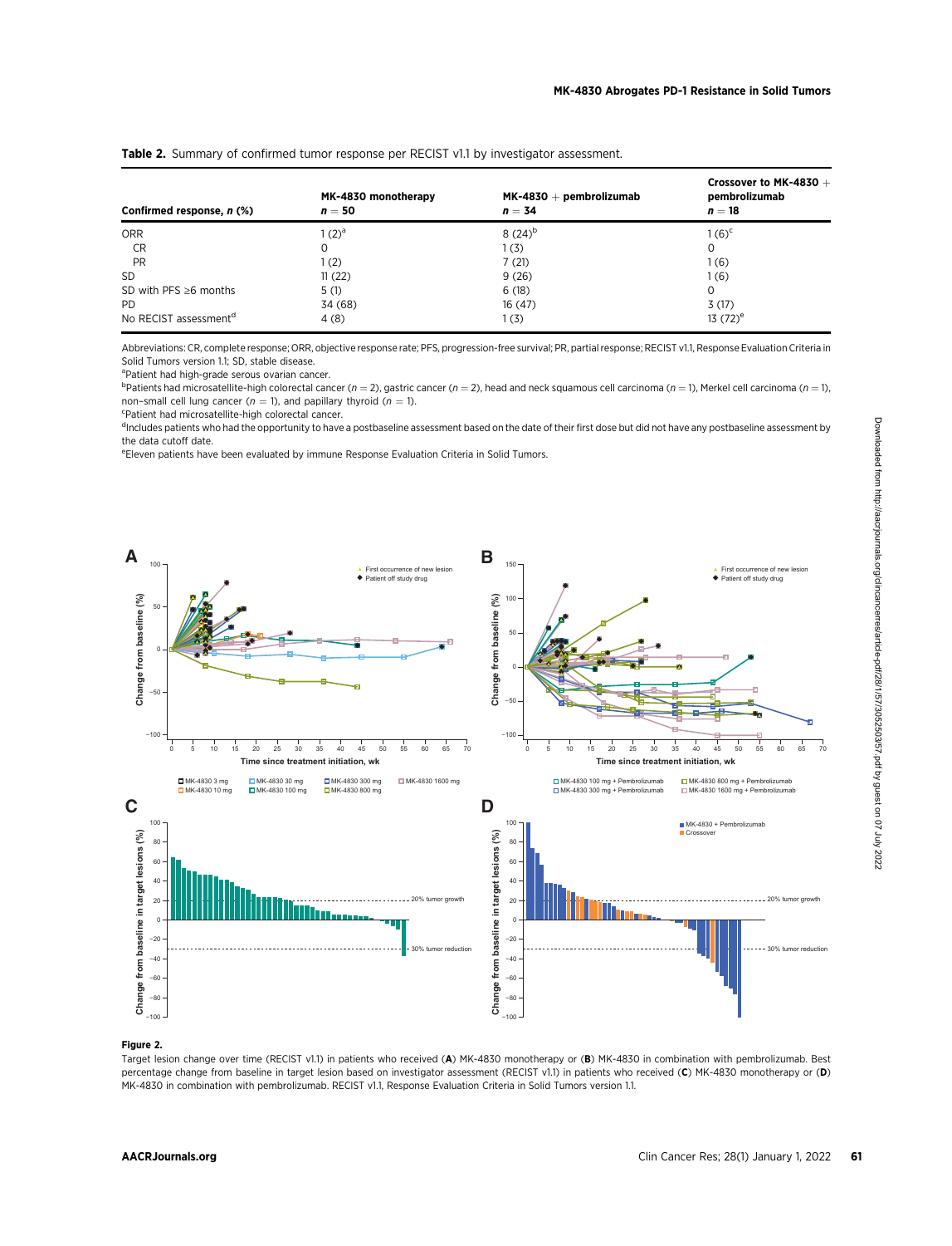**Table 2.** Summary of confirmed tumor response per RECIST v1.1 by investigator assessment.

| Confirmed response, *n* (%) | MK-4830 monotherapy *n* = 50 | MK-4830 + pembrolizumab *n* = 34 | Crossover to MK-4830 + pembrolizumab *n* = 18 |
|---|---|---|---|
| ORR | 1 (2)[a] | 8 (24)[b] | 1 (6)[c] |
| CR | 0 | 1 (3) | 0 |
| PR | 1 (2) | 7 (21) | 1 (6) |
| SD | 11 (22) | 9 (26) | 1 (6) |
| SD with PFS ≥6 months | 5 (1) | 6 (18) | 0 |
| PD | 34 (68) | 16 (47) | 3 (17) |
| No RECIST assessment[d] | 4 (8) | 1 (3) | 13 (72)[e] |

Abbreviations: CR, complete response; ORR, objective response rate; PFS, progression-free survival; PR, partial response; RECIST v1.1, Response Evaluation Criteria in Solid Tumors version 1.1; SD, stable disease.

[a]Patient had high-grade serous ovarian cancer.

[b]Patients had microsatellite-high colorectal cancer ($n = 2$), gastric cancer ($n = 2$), head and neck squamous cell carcinoma ($n = 1$), Merkel cell carcinoma ($n = 1$), non–small cell lung cancer ($n = 1$), and papillary thyroid ($n = 1$).

[c]Patient had microsatellite-high colorectal cancer.

[d]Includes patients who had the opportunity to have a postbaseline assessment based on the date of their first dose but did not have any postbaseline assessment by the data cutoff date.

[e]Eleven patients have been evaluated by immune Response Evaluation Criteria in Solid Tumors.

**Figure 2.**

Target lesion change over time (RECIST v1.1) in patients who received (**A**) MK-4830 monotherapy or (**B**) MK-4830 in combination with pembrolizumab. Best percentage change from baseline in target lesion based on investigator assessment (RECIST v1.1) in patients who received (**C**) MK-4830 monotherapy or (**D**) MK-4830 in combination with pembrolizumab. RECIST v1.1, Response Evaluation Criteria in Solid Tumors version 1.1.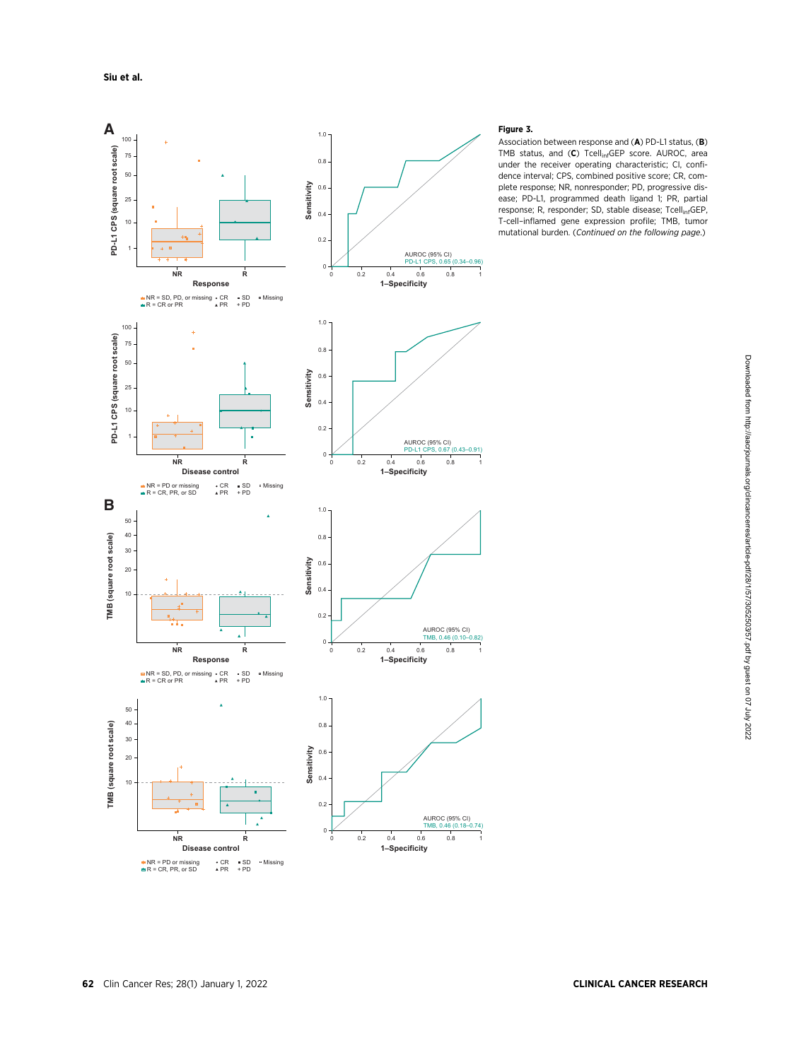**Figure 3.**

Association between response and (**A**) PD-L1 status, (**B**) TMB status, and (**C**) $\text{Tcell}_{\text{inf}}$GEP score. AUROC, area under the receiver operating characteristic; CI, confidence interval; CPS, combined positive score; CR, complete response; NR, nonresponder; PD, progressive disease; PD-L1, programmed death ligand 1; PR, partial response; R, responder; SD, stable disease; $\text{Tcell}_{\text{inf}}$GEP, T-cell–inflamed gene expression profile; TMB, tumor mutational burden. (*Continued on the following page.*)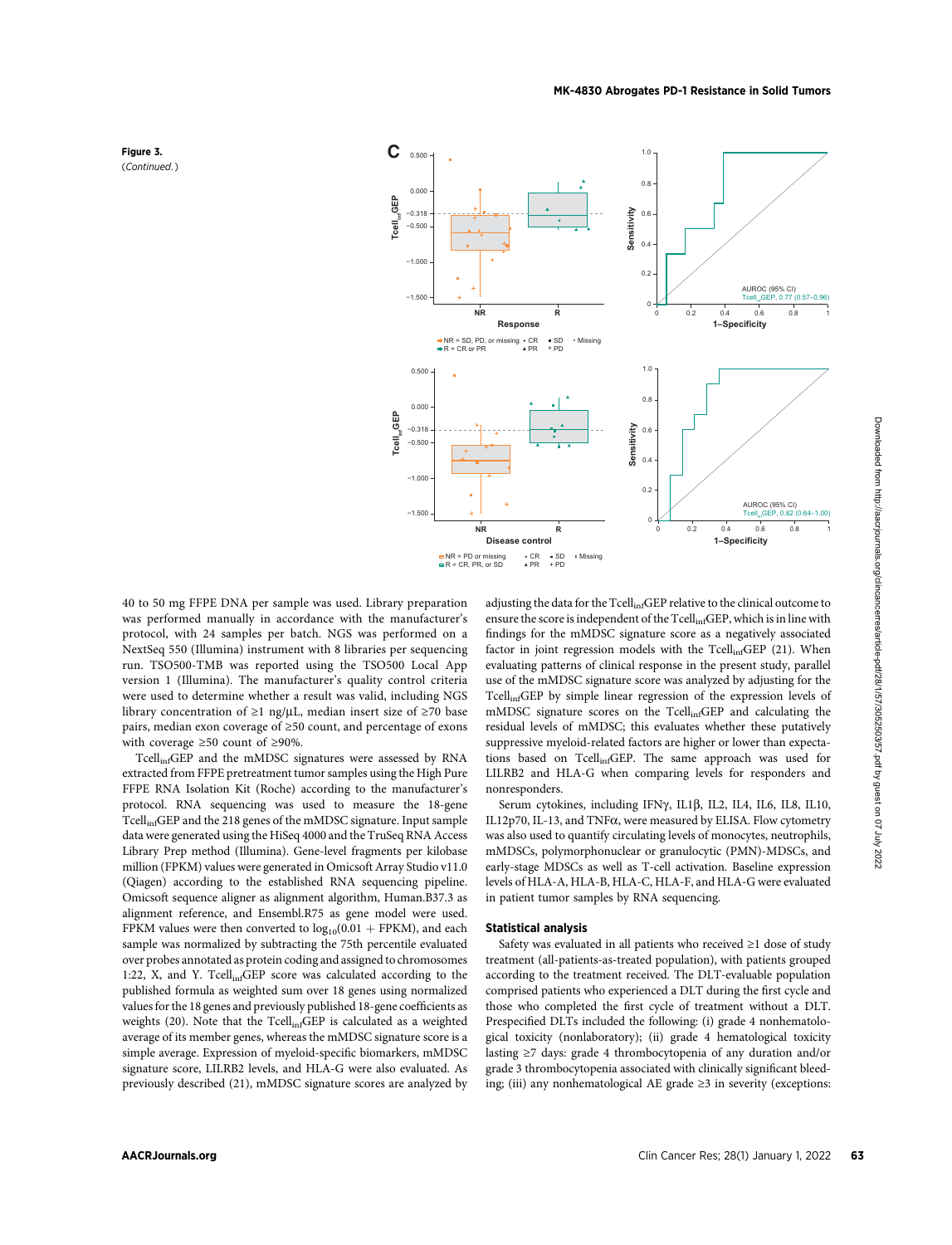**Figure 3.**
(*Continued.*)

40 to 50 mg FFPE DNA per sample was used. Library preparation was performed manually in accordance with the manufacturer's protocol, with 24 samples per batch. NGS was performed on a NextSeq 550 (Illumina) instrument with 8 libraries per sequencing run. TSO500-TMB was reported using the TSO500 Local App version 1 (Illumina). The manufacturer's quality control criteria were used to determine whether a result was valid, including NGS library concentration of ≥1 ng/μL, median insert size of ≥70 base pairs, median exon coverage of ≥50 count, and percentage of exons with coverage ≥50 count of ≥90%.

$\text{Tcell}_{\text{inf}}\text{GEP}$ and the mMDSC signatures were assessed by RNA extracted from FFPE pretreatment tumor samples using the High Pure FFPE RNA Isolation Kit (Roche) according to the manufacturer's protocol. RNA sequencing was used to measure the 18-gene $\text{Tcell}_{\text{inf}}\text{GEP}$ and the 218 genes of the mMDSC signature. Input sample data were generated using the HiSeq 4000 and the TruSeq RNA Access Library Prep method (Illumina). Gene-level fragments per kilobase million (FPKM) values were generated in Omicsoft Array Studio v11.0 (Qiagen) according to the established RNA sequencing pipeline. Omicsoft sequence aligner as alignment algorithm, Human.B37.3 as alignment reference, and Ensembl.R75 as gene model were used. FPKM values were then converted to $\log_{10}(0.01 + \text{FPKM})$, and each sample was normalized by subtracting the 75th percentile evaluated over probes annotated as protein coding and assigned to chromosomes 1:22, X, and Y. $\text{Tcell}_{\text{inf}}\text{GEP}$ score was calculated according to the published formula as weighted sum over 18 genes using normalized values for the 18 genes and previously published 18-gene coefficients as weights (20). Note that the $\text{Tcell}_{\text{inf}}\text{GEP}$ is calculated as a weighted average of its member genes, whereas the mMDSC signature score is a simple average. Expression of myeloid-specific biomarkers, mMDSC signature score, LILRB2 levels, and HLA-G were also evaluated. As previously described (21), mMDSC signature scores are analyzed by adjusting the data for the $\text{Tcell}_{\text{inf}}\text{GEP}$ relative to the clinical outcome to ensure the score is independent of the $\text{Tcell}_{\text{inf}}\text{GEP}$, which is in line with findings for the mMDSC signature score as a negatively associated factor in joint regression models with the $\text{Tcell}_{\text{inf}}\text{GEP}$ (21). When evaluating patterns of clinical response in the present study, parallel use of the mMDSC signature score was analyzed by adjusting for the $\text{Tcell}_{\text{inf}}\text{GEP}$ by simple linear regression of the expression levels of mMDSC signature scores on the $\text{Tcell}_{\text{inf}}\text{GEP}$ and calculating the residual levels of mMDSC; this evaluates whether these putatively suppressive myeloid-related factors are higher or lower than expectations based on $\text{Tcell}_{\text{inf}}\text{GEP}$. The same approach was used for LILRB2 and HLA-G when comparing levels for responders and nonresponders.

Serum cytokines, including IFNγ, IL1β, IL2, IL4, IL6, IL8, IL10, IL12p70, IL-13, and TNFα, were measured by ELISA. Flow cytometry was also used to quantify circulating levels of monocytes, neutrophils, mMDSCs, polymorphonuclear or granulocytic (PMN)-MDSCs, and early-stage MDSCs as well as T-cell activation. Baseline expression levels of HLA-A, HLA-B, HLA-C, HLA-F, and HLA-G were evaluated in patient tumor samples by RNA sequencing.

### Statistical analysis

Safety was evaluated in all patients who received ≥1 dose of study treatment (all-patients-as-treated population), with patients grouped according to the treatment received. The DLT-evaluable population comprised patients who experienced a DLT during the first cycle and those who completed the first cycle of treatment without a DLT. Prespecified DLTs included the following: (i) grade 4 nonhematologic toxicity (nonlaboratory); (ii) grade 4 hematological toxicity lasting ≥7 days: grade 4 thrombocytopenia of any duration and/or grade 3 thrombocytopenia associated with clinically significant bleeding; (iii) any nonhematological AE grade ≥3 in severity (exceptions: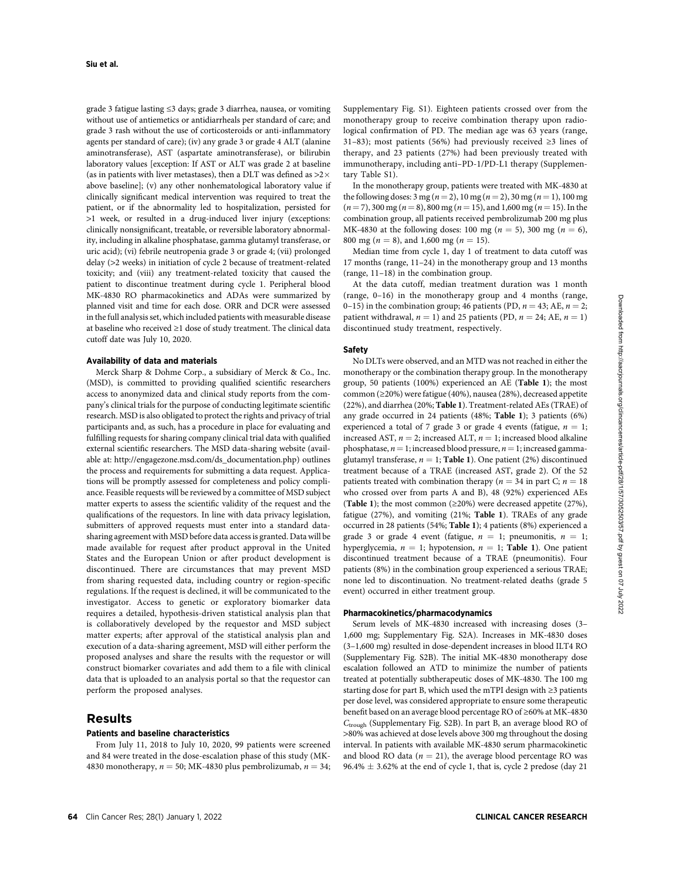grade 3 fatigue lasting ≤3 days; grade 3 diarrhea, nausea, or vomiting without use of antiemetics or antidiarrheals per standard of care; and grade 3 rash without the use of corticosteroids or anti-inflammatory agents per standard of care); (iv) any grade 3 or grade 4 ALT (alanine aminotransferase), AST (aspartate aminotransferase), or bilirubin laboratory values [exception: If AST or ALT was grade 2 at baseline (as in patients with liver metastases), then a DLT was defined as >2× above baseline]; (v) any other nonhematological laboratory value if clinically significant medical intervention was required to treat the patient, or if the abnormality led to hospitalization, persisted for >1 week, or resulted in a drug-induced liver injury (exceptions: clinically nonsignificant, treatable, or reversible laboratory abnormality, including in alkaline phosphatase, gamma glutamyl transferase, or uric acid); (vi) febrile neutropenia grade 3 or grade 4; (vii) prolonged delay (>2 weeks) in initiation of cycle 2 because of treatment-related toxicity; and (viii) any treatment-related toxicity that caused the patient to discontinue treatment during cycle 1. Peripheral blood MK-4830 RO pharmacokinetics and ADAs were summarized by planned visit and time for each dose. ORR and DCR were assessed in the full analysis set, which included patients with measurable disease at baseline who received ≥1 dose of study treatment. The clinical data cutoff date was July 10, 2020.

### Availability of data and materials

Merck Sharp & Dohme Corp., a subsidiary of Merck & Co., Inc. (MSD), is committed to providing qualified scientific researchers access to anonymized data and clinical study reports from the company's clinical trials for the purpose of conducting legitimate scientific research. MSD is also obligated to protect the rights and privacy of trial participants and, as such, has a procedure in place for evaluating and fulfilling requests for sharing company clinical trial data with qualified external scientific researchers. The MSD data-sharing website (available at: http://engagezone.msd.com/ds_documentation.php) outlines the process and requirements for submitting a data request. Applications will be promptly assessed for completeness and policy compliance. Feasible requests will be reviewed by a committee of MSD subject matter experts to assess the scientific validity of the request and the qualifications of the requestors. In line with data privacy legislation, submitters of approved requests must enter into a standard data-sharing agreement with MSD before data access is granted. Data will be made available for request after product approval in the United States and the European Union or after product development is discontinued. There are circumstances that may prevent MSD from sharing requested data, including country or region-specific regulations. If the request is declined, it will be communicated to the investigator. Access to genetic or exploratory biomarker data requires a detailed, hypothesis-driven statistical analysis plan that is collaboratively developed by the requestor and MSD subject matter experts; after approval of the statistical analysis plan and execution of a data-sharing agreement, MSD will either perform the proposed analyses and share the results with the requestor or will construct biomarker covariates and add them to a file with clinical data that is uploaded to an analysis portal so that the requestor can perform the proposed analyses.

## Results

### Patients and baseline characteristics

From July 11, 2018 to July 10, 2020, 99 patients were screened and 84 were treated in the dose-escalation phase of this study (MK-4830 monotherapy, $n = 50$; MK-4830 plus pembrolizumab, $n = 34$; Supplementary Fig. S1). Eighteen patients crossed over from the monotherapy group to receive combination therapy upon radiological confirmation of PD. The median age was 63 years (range, 31–83); most patients (56%) had previously received ≥3 lines of therapy, and 23 patients (27%) had been previously treated with immunotherapy, including anti–PD-1/PD-L1 therapy (Supplementary Table S1).

In the monotherapy group, patients were treated with MK-4830 at the following doses: 3 mg ($n = 2$), 10 mg ($n = 2$), 30 mg ($n = 1$), 100 mg ($n = 7$), 300 mg ($n = 8$), 800 mg ($n = 15$), and 1,600 mg ($n = 15$). In the combination group, all patients received pembrolizumab 200 mg plus MK-4830 at the following doses: 100 mg ($n = 5$), 300 mg ($n = 6$), 800 mg ($n = 8$), and 1,600 mg ($n = 15$).

Median time from cycle 1, day 1 of treatment to data cutoff was 17 months (range, 11–24) in the monotherapy group and 13 months (range, 11–18) in the combination group.

At the data cutoff, median treatment duration was 1 month (range, 0–16) in the monotherapy group and 4 months (range, 0–15) in the combination group; 46 patients (PD, $n = 43$; AE, $n = 2$; patient withdrawal, $n = 1$) and 25 patients (PD, $n = 24$; AE, $n = 1$) discontinued study treatment, respectively.

### Safety

No DLTs were observed, and an MTD was not reached in either the monotherapy or the combination therapy group. In the monotherapy group, 50 patients (100%) experienced an AE (**Table 1**); the most common (≥20%) were fatigue (40%), nausea (28%), decreased appetite (22%), and diarrhea (20%; **Table 1**). Treatment-related AEs (TRAE) of any grade occurred in 24 patients (48%; **Table 1**); 3 patients (6%) experienced a total of 7 grade 3 or grade 4 events (fatigue, $n = 1$; increased AST, $n = 2$; increased ALT, $n = 1$; increased blood alkaline phosphatase, $n = 1$; increased blood pressure, $n = 1$; increased gamma-glutamyl transferase, $n = 1$; **Table 1**). One patient (2%) discontinued treatment because of a TRAE (increased AST, grade 2). Of the 52 patients treated with combination therapy ($n = 34$ in part C; $n = 18$ who crossed over from parts A and B), 48 (92%) experienced AEs (**Table 1**); the most common (≥20%) were decreased appetite (27%), fatigue (27%), and vomiting (21%; **Table 1**). TRAEs of any grade occurred in 28 patients (54%; **Table 1**); 4 patients (8%) experienced a grade 3 or grade 4 event (fatigue, $n = 1$; pneumonitis, $n = 1$; hyperglycemia, $n = 1$; hypotension, $n = 1$; **Table 1**). One patient discontinued treatment because of a TRAE (pneumonitis). Four patients (8%) in the combination group experienced a serious TRAE; none led to discontinuation. No treatment-related deaths (grade 5 event) occurred in either treatment group.

### Pharmacokinetics/pharmacodynamics

Serum levels of MK-4830 increased with increasing doses (3–1,600 mg; Supplementary Fig. S2A). Increases in MK-4830 doses (3–1,600 mg) resulted in dose-dependent increases in blood ILT4 RO (Supplementary Fig. S2B). The initial MK-4830 monotherapy dose escalation followed an ATD to minimize the number of patients treated at potentially subtherapeutic doses of MK-4830. The 100 mg starting dose for part B, which used the mTPI design with ≥3 patients per dose level, was considered appropriate to ensure some therapeutic benefit based on an average blood percentage RO of ≥60% at MK-4830 $C_{trough}$ (Supplementary Fig. S2B). In part B, an average blood RO of >80% was achieved at dose levels above 300 mg throughout the dosing interval. In patients with available MK-4830 serum pharmacokinetic and blood RO data ($n = 21$), the average blood percentage RO was 96.4% ± 3.62% at the end of cycle 1, that is, cycle 2 predose (day 21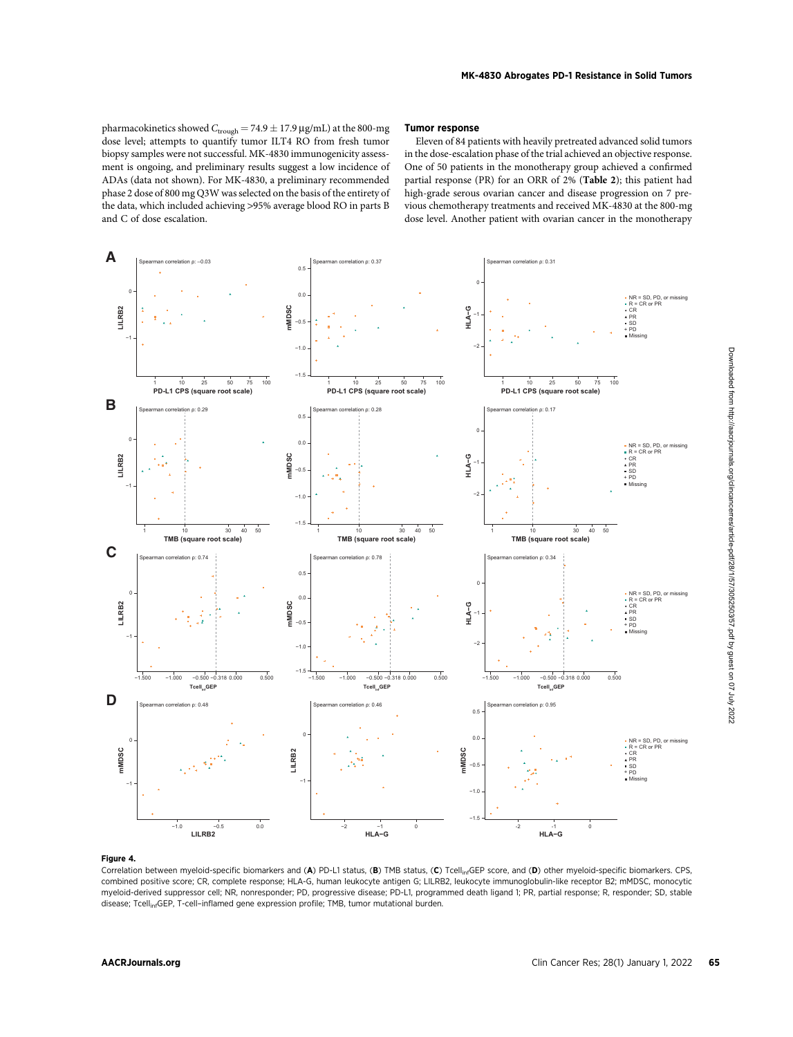pharmacokinetics showed $C_{trough} = 74.9 \pm 17.9$ μg/mL) at the 800-mg dose level; attempts to quantify tumor ILT4 RO from fresh tumor biopsy samples were not successful. MK-4830 immunogenicity assessment is ongoing, and preliminary results suggest a low incidence of ADAs (data not shown). For MK-4830, a preliminary recommended phase 2 dose of 800 mg Q3W was selected on the basis of the entirety of the data, which included achieving >95% average blood RO in parts B and C of dose escalation.

### Tumor response

Eleven of 84 patients with heavily pretreated advanced solid tumors in the dose-escalation phase of the trial achieved an objective response. One of 50 patients in the monotherapy group achieved a confirmed partial response (PR) for an ORR of 2% (**Table 2**); this patient had high-grade serous ovarian cancer and disease progression on 7 previous chemotherapy treatments and received MK-4830 at the 800-mg dose level. Another patient with ovarian cancer in the monotherapy

**Figure 4.**

Correlation between myeloid-specific biomarkers and (**A**) PD-L1 status, (**B**) TMB status, (**C**) $\text{Tcell}_{\text{inf}}$GEP score, and (**D**) other myeloid-specific biomarkers. CPS, combined positive score; CR, complete response; HLA-G, human leukocyte antigen G; LILRB2, leukocyte immunoglobulin-like receptor B2; mMDSC, monocytic myeloid-derived suppressor cell; NR, nonresponder; PD, progressive disease; PD-L1, programmed death ligand 1; PR, partial response; R, responder; SD, stable disease; $\text{Tcell}_{\text{inf}}$GEP, T-cell–inflamed gene expression profile; TMB, tumor mutational burden.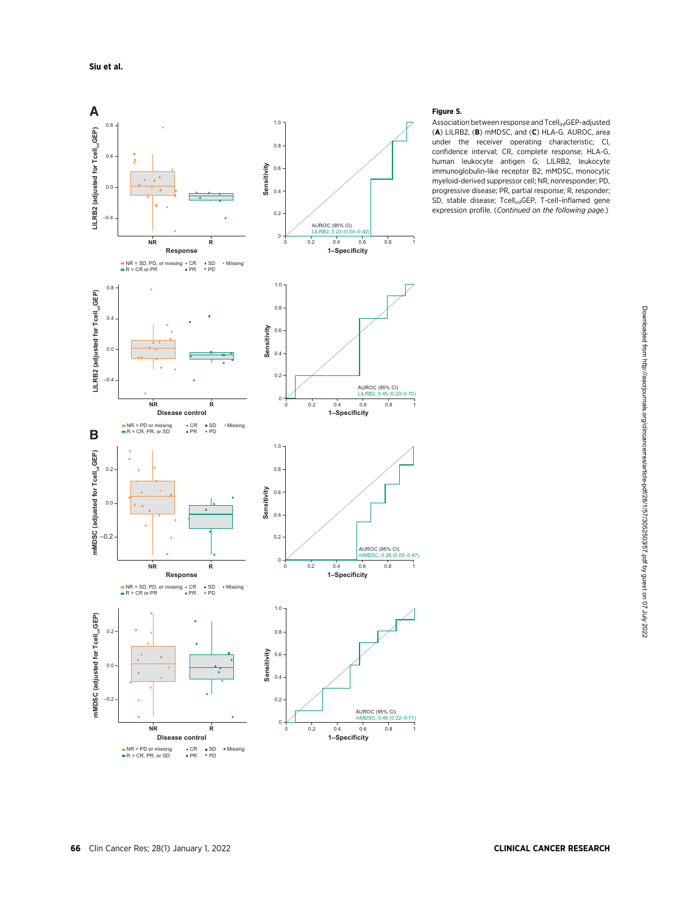**Figure 5.**

Association between response and $\text{Tcell}_{\text{inf}}$GEP-adjusted (**A**) LILRB2, (**B**) mMDSC, and (**C**) HLA-G. AUROC, area under the receiver operating characteristic; CI, confidence interval; CR, complete response; HLA-G, human leukocyte antigen G; LILRB2, leukocyte immunoglobulin-like receptor B2; mMDSC, monocytic myeloid-derived suppressor cell; NR, nonresponder; PD, progressive disease; PR, partial response; R, responder; SD, stable disease; $\text{Tcell}_{\text{inf}}$GEP, T-cell–inflamed gene expression profile. (*Continued on the following page.*)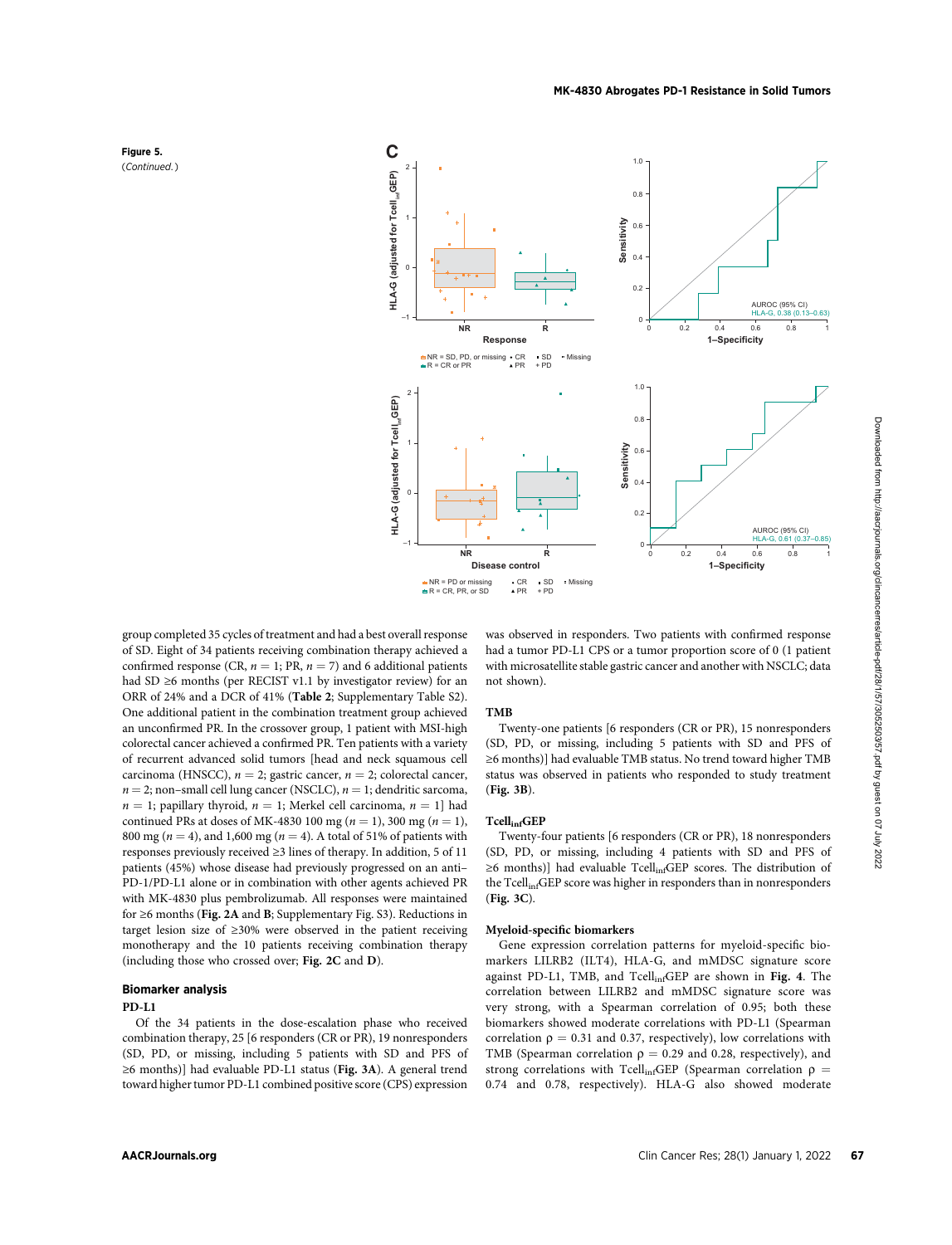Figure 5.
(*Continued.*)

group completed 35 cycles of treatment and had a best overall response of SD. Eight of 34 patients receiving combination therapy achieved a confirmed response (CR, $n = 1$; PR, $n = 7$) and 6 additional patients had SD ≥6 months (per RECIST v1.1 by investigator review) for an ORR of 24% and a DCR of 41% (**Table 2**; Supplementary Table S2). One additional patient in the combination treatment group achieved an unconfirmed PR. In the crossover group, 1 patient with MSI-high colorectal cancer achieved a confirmed PR. Ten patients with a variety of recurrent advanced solid tumors [head and neck squamous cell carcinoma (HNSCC), $n = 2$; gastric cancer, $n = 2$; colorectal cancer, $n = 2$; non–small cell lung cancer (NSCLC), $n = 1$; dendritic sarcoma, $n = 1$; papillary thyroid, $n = 1$; Merkel cell carcinoma, $n = 1$] had continued PRs at doses of MK-4830 100 mg ($n = 1$), 300 mg ($n = 1$), 800 mg ($n = 4$), and 1,600 mg ($n = 4$). A total of 51% of patients with responses previously received ≥3 lines of therapy. In addition, 5 of 11 patients (45%) whose disease had previously progressed on an anti–PD-1/PD-L1 alone or in combination with other agents achieved PR with MK-4830 plus pembrolizumab. All responses were maintained for ≥6 months (**Fig. 2A** and **B**; Supplementary Fig. S3). Reductions in target lesion size of ≥30% were observed in the patient receiving monotherapy and the 10 patients receiving combination therapy (including those who crossed over; **Fig. 2C** and **D**).

## Biomarker analysis

### PD-L1

Of the 34 patients in the dose-escalation phase who received combination therapy, 25 [6 responders (CR or PR), 19 nonresponders (SD, PD, or missing, including 5 patients with SD and PFS of ≥6 months)] had evaluable PD-L1 status (**Fig. 3A**). A general trend toward higher tumor PD-L1 combined positive score (CPS) expression was observed in responders. Two patients with confirmed response had a tumor PD-L1 CPS or a tumor proportion score of 0 (1 patient with microsatellite stable gastric cancer and another with NSCLC; data not shown).

### TMB

Twenty-one patients [6 responders (CR or PR), 15 nonresponders (SD, PD, or missing, including 5 patients with SD and PFS of ≥6 months)] had evaluable TMB status. No trend toward higher TMB status was observed in patients who responded to study treatment (**Fig. 3B**).

### $\text{Tcell}_{\text{inf}}$GEP

Twenty-four patients [6 responders (CR or PR), 18 nonresponders (SD, PD, or missing, including 4 patients with SD and PFS of ≥6 months)] had evaluable $\text{Tcell}_{\text{inf}}$GEP scores. The distribution of the $\text{Tcell}_{\text{inf}}$GEP score was higher in responders than in nonresponders (**Fig. 3C**).

### Myeloid-specific biomarkers

Gene expression correlation patterns for myeloid-specific biomarkers LILRB2 (ILT4), HLA-G, and mMDSC signature score against PD-L1, TMB, and $\text{Tcell}_{\text{inf}}$GEP are shown in **Fig. 4**. The correlation between LILRB2 and mMDSC signature score was very strong, with a Spearman correlation of 0.95; both these biomarkers showed moderate correlations with PD-L1 (Spearman correlation $\rho = 0.31$ and 0.37, respectively), low correlations with TMB (Spearman correlation $\rho = 0.29$ and 0.28, respectively), and strong correlations with $\text{Tcell}_{\text{inf}}$GEP (Spearman correlation $\rho = 0.74$ and 0.78, respectively). HLA-G also showed moderate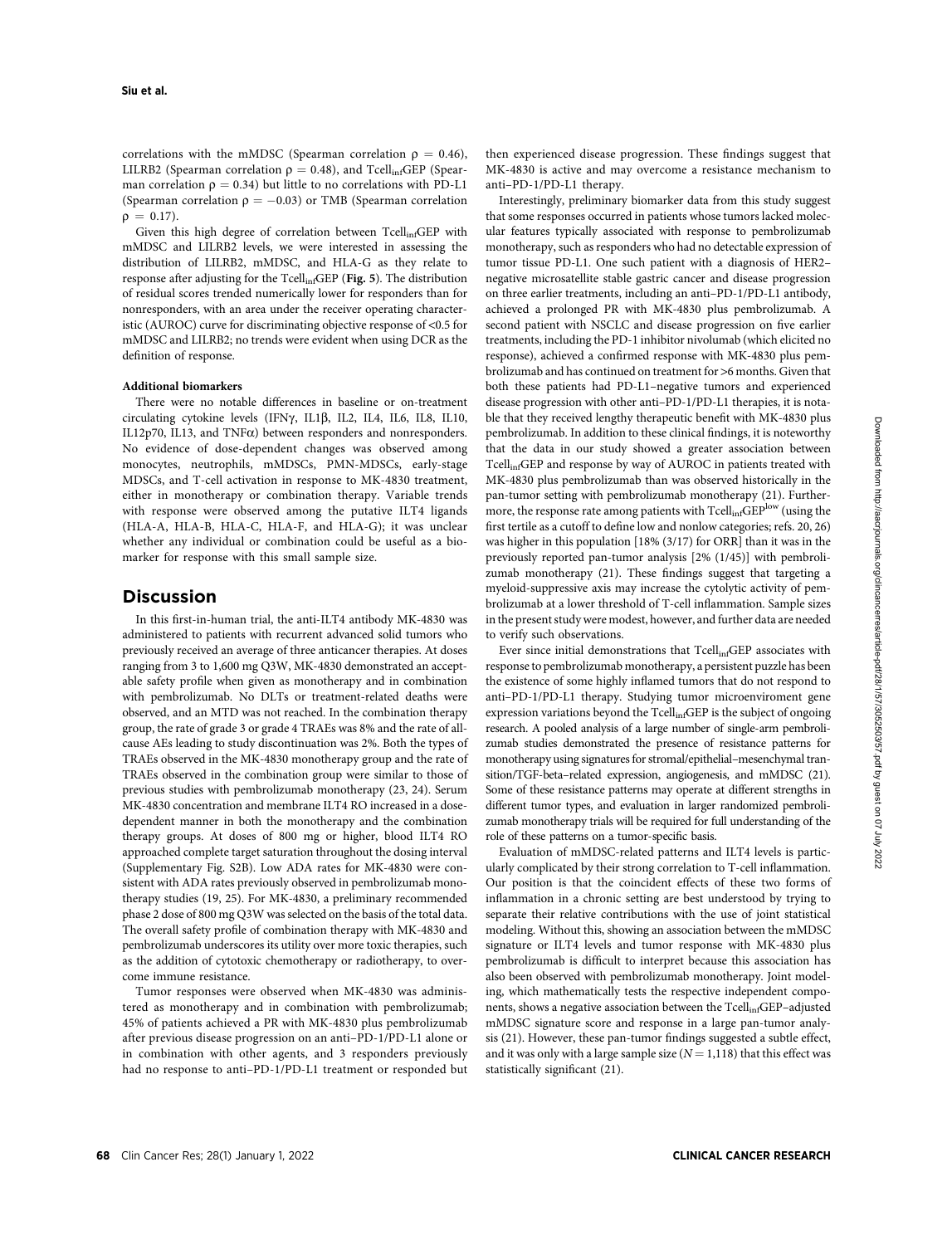correlations with the mMDSC (Spearman correlation $\rho = 0.46$), LILRB2 (Spearman correlation $\rho = 0.48$), and $\text{Tcell}_{\text{inf}}$GEP (Spearman correlation $\rho = 0.34$) but little to no correlations with PD-L1 (Spearman correlation $\rho = -0.03$) or TMB (Spearman correlation $\rho = 0.17$).

Given this high degree of correlation between $\text{Tcell}_{\text{inf}}$GEP with mMDSC and LILRB2 levels, we were interested in assessing the distribution of LILRB2, mMDSC, and HLA-G as they relate to response after adjusting for the $\text{Tcell}_{\text{inf}}$GEP (**Fig. 5**). The distribution of residual scores trended numerically lower for responders than for nonresponders, with an area under the receiver operating characteristic (AUROC) curve for discriminating objective response of <0.5 for mMDSC and LILRB2; no trends were evident when using DCR as the definition of response.

#### Additional biomarkers

There were no notable differences in baseline or on-treatment circulating cytokine levels (IFNγ, IL1β, IL2, IL4, IL6, IL8, IL10, IL12p70, IL13, and TNFα) between responders and nonresponders. No evidence of dose-dependent changes was observed among monocytes, neutrophils, mMDSCs, PMN-MDSCs, early-stage MDSCs, and T-cell activation in response to MK-4830 treatment, either in monotherapy or combination therapy. Variable trends with response were observed among the putative ILT4 ligands (HLA-A, HLA-B, HLA-C, HLA-F, and HLA-G); it was unclear whether any individual or combination could be useful as a biomarker for response with this small sample size.

## Discussion

In this first-in-human trial, the anti-ILT4 antibody MK-4830 was administered to patients with recurrent advanced solid tumors who previously received an average of three anticancer therapies. At doses ranging from 3 to 1,600 mg Q3W, MK-4830 demonstrated an acceptable safety profile when given as monotherapy and in combination with pembrolizumab. No DLTs or treatment-related deaths were observed, and an MTD was not reached. In the combination therapy group, the rate of grade 3 or grade 4 TRAEs was 8% and the rate of all-cause AEs leading to study discontinuation was 2%. Both the types of TRAEs observed in the MK-4830 monotherapy group and the rate of TRAEs observed in the combination group were similar to those of previous studies with pembrolizumab monotherapy (23, 24). Serum MK-4830 concentration and membrane ILT4 RO increased in a dose-dependent manner in both the monotherapy and the combination therapy groups. At doses of 800 mg or higher, blood ILT4 RO approached complete target saturation throughout the dosing interval (Supplementary Fig. S2B). Low ADA rates for MK-4830 were consistent with ADA rates previously observed in pembrolizumab monotherapy studies (19, 25). For MK-4830, a preliminary recommended phase 2 dose of 800 mg Q3W was selected on the basis of the total data. The overall safety profile of combination therapy with MK-4830 and pembrolizumab underscores its utility over more toxic therapies, such as the addition of cytotoxic chemotherapy or radiotherapy, to overcome immune resistance.

Tumor responses were observed when MK-4830 was administered as monotherapy and in combination with pembrolizumab; 45% of patients achieved a PR with MK-4830 plus pembrolizumab after previous disease progression on an anti–PD-1/PD-L1 alone or in combination with other agents, and 3 responders previously had no response to anti–PD-1/PD-L1 treatment or responded but then experienced disease progression. These findings suggest that MK-4830 is active and may overcome a resistance mechanism to anti–PD-1/PD-L1 therapy.

Interestingly, preliminary biomarker data from this study suggest that some responses occurred in patients whose tumors lacked molecular features typically associated with response to pembrolizumab monotherapy, such as responders who had no detectable expression of tumor tissue PD-L1. One such patient with a diagnosis of HER2–negative microsatellite stable gastric cancer and disease progression on three earlier treatments, including an anti–PD-1/PD-L1 antibody, achieved a prolonged PR with MK-4830 plus pembrolizumab. A second patient with NSCLC and disease progression on five earlier treatments, including the PD-1 inhibitor nivolumab (which elicited no response), achieved a confirmed response with MK-4830 plus pembrolizumab and has continued on treatment for >6 months. Given that both these patients had PD-L1–negative tumors and experienced disease progression with other anti–PD-1/PD-L1 therapies, it is notable that they received lengthy therapeutic benefit with MK-4830 plus pembrolizumab. In addition to these clinical findings, it is noteworthy that the data in our study showed a greater association between $\text{Tcell}_{\text{inf}}$GEP and response by way of AUROC in patients treated with MK-4830 plus pembrolizumab than was observed historically in the pan-tumor setting with pembrolizumab monotherapy (21). Furthermore, the response rate among patients with $\text{Tcell}_{\text{inf}}\text{GEP}^{\text{low}}$ (using the first tertile as a cutoff to define low and nonlow categories; refs. 20, 26) was higher in this population [18% (3/17) for ORR] than it was in the previously reported pan-tumor analysis [2% (1/45)] with pembrolizumab monotherapy (21). These findings suggest that targeting a myeloid-suppressive axis may increase the cytolytic activity of pembrolizumab at a lower threshold of T-cell inflammation. Sample sizes in the present study were modest, however, and further data are needed to verify such observations.

Ever since initial demonstrations that $\text{Tcell}_{\text{inf}}$GEP associates with response to pembrolizumab monotherapy, a persistent puzzle has been the existence of some highly inflamed tumors that do not respond to anti–PD-1/PD-L1 therapy. Studying tumor microenviroment gene expression variations beyond the $\text{Tcell}_{\text{inf}}$GEP is the subject of ongoing research. A pooled analysis of a large number of single-arm pembrolizumab studies demonstrated the presence of resistance patterns for monotherapy using signatures for stromal/epithelial–mesenchymal transition/TGF-beta–related expression, angiogenesis, and mMDSC (21). Some of these resistance patterns may operate at different strengths in different tumor types, and evaluation in larger randomized pembrolizumab monotherapy trials will be required for full understanding of the role of these patterns on a tumor-specific basis.

Evaluation of mMDSC-related patterns and ILT4 levels is particularly complicated by their strong correlation to T-cell inflammation. Our position is that the coincident effects of these two forms of inflammation in a chronic setting are best understood by trying to separate their relative contributions with the use of joint statistical modeling. Without this, showing an association between the mMDSC signature or ILT4 levels and tumor response with MK-4830 plus pembrolizumab is difficult to interpret because this association has also been observed with pembrolizumab monotherapy. Joint modeling, which mathematically tests the respective independent components, shows a negative association between the $\text{Tcell}_{\text{inf}}$GEP–adjusted mMDSC signature score and response in a large pan-tumor analysis (21). However, these pan-tumor findings suggested a subtle effect, and it was only with a large sample size ($N = 1{,}118$) that this effect was statistically significant (21).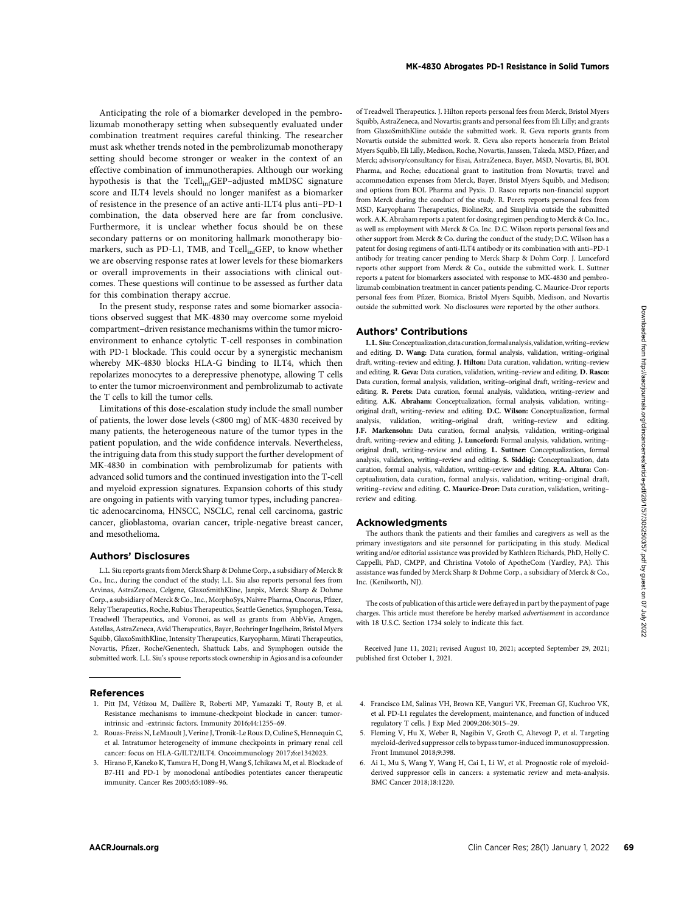Anticipating the role of a biomarker developed in the pembrolizumab monotherapy setting when subsequently evaluated under combination treatment requires careful thinking. The researcher must ask whether trends noted in the pembrolizumab monotherapy setting should become stronger or weaker in the context of an effective combination of immunotherapies. Although our working hypothesis is that the $Tcell_{inf}GEP$–adjusted mMDSC signature score and ILT4 levels should no longer manifest as a biomarker of resistence in the presence of an active anti-ILT4 plus anti–PD-1 combination, the data observed here are far from conclusive. Furthermore, it is unclear whether focus should be on these secondary patterns or on monitoring hallmark monotherapy biomarkers, such as PD-L1, TMB, and $Tcell_{inf}GEP$, to know whether we are observing response rates at lower levels for these biomarkers or overall improvements in their associations with clinical outcomes. These questions will continue to be assessed as further data for this combination therapy accrue.

In the present study, response rates and some biomarker associations observed suggest that MK-4830 may overcome some myeloid compartment–driven resistance mechanisms within the tumor microenvironment to enhance cytolytic T-cell responses in combination with PD-1 blockade. This could occur by a synergistic mechanism whereby MK-4830 blocks HLA-G binding to ILT4, which then repolarizes monocytes to a derepressive phenotype, allowing T cells to enter the tumor microenvironment and pembrolizumab to activate the T cells to kill the tumor cells.

Limitations of this dose-escalation study include the small number of patients, the lower dose levels (<800 mg) of MK-4830 received by many patients, the heterogeneous nature of the tumor types in the patient population, and the wide confidence intervals. Nevertheless, the intriguing data from this study support the further development of MK-4830 in combination with pembrolizumab for patients with advanced solid tumors and the continued investigation into the T-cell and myeloid expression signatures. Expansion cohorts of this study are ongoing in patients with varying tumor types, including pancreatic adenocarcinoma, HNSCC, NSCLC, renal cell carcinoma, gastric cancer, glioblastoma, ovarian cancer, triple-negative breast cancer, and mesothelioma.

## Authors' Disclosures

L.L. Siu reports grants from Merck Sharp & Dohme Corp., a subsidiary of Merck & Co., Inc., during the conduct of the study; L.L. Siu also reports personal fees from Arvinas, AstraZeneca, Celgene, GlaxoSmithKline, Janpix, Merck Sharp & Dohme Corp., a subsidiary of Merck & Co., Inc., MorphoSys, Naivre Pharma, Oncorus, Pfizer, Relay Therapeutics, Roche, Rubius Therapeutics, Seattle Genetics, Symphogen, Tessa, Treadwell Therapeutics, and Voronoi, as well as grants from AbbVie, Amgen, Astellas, AstraZeneca, Avid Therapeutics, Bayer, Boehringer Ingelheim, Bristol Myers Squibb, GlaxoSmithKline, Intensity Therapeutics, Karyopharm, Mirati Therapeutics, Novartis, Pfizer, Roche/Genentech, Shattuck Labs, and Symphogen outside the submitted work. L.L. Siu's spouse reports stock ownership in Agios and is a cofounder of Treadwell Therapeutics. J. Hilton reports personal fees from Merck, Bristol Myers Squibb, AstraZeneca, and Novartis; grants and personal fees from Eli Lilly; and grants from GlaxoSmithKline outside the submitted work. R. Geva reports grants from Novartis outside the submitted work. R. Geva also reports honoraria from Bristol Myers Squibb, Eli Lilly, Medison, Roche, Novartis, Janssen, Takeda, MSD, Pfizer, and Merck; advisory/consultancy for Eisai, AstraZeneca, Bayer, MSD, Novartis, BI, BOL Pharma, and Roche; educational grant to institution from Novartis; travel and accommodation expenses from Merck, Bayer, Bristol Myers Squibb, and Medison; and options from BOL Pharma and Pyxis. D. Rasco reports non-financial support from Merck during the conduct of the study. R. Perets reports personal fees from MSD, Karyopharm Therapeutics, BiolineRx, and Simplivia outside the submitted work. A.K. Abraham reports a patent for dosing regimen pending to Merck & Co. Inc., as well as employment with Merck & Co. Inc. D.C. Wilson reports personal fees and other support from Merck & Co. during the conduct of the study; D.C. Wilson has a patent for dosing regimens of anti-ILT4 antibody or its combination with anti–PD-1 antibody for treating cancer pending to Merck Sharp & Dohm Corp. J. Lunceford reports other support from Merck & Co., outside the submitted work. L. Suttner reports a patent for biomarkers associated with response to MK-4830 and pembrolizumab combination treatment in cancer patients pending. C. Maurice-Dror reports personal fees from Pfizer, Biomica, Bristol Myers Squibb, Medison, and Novartis outside the submitted work. No disclosures were reported by the other authors.

## Authors' Contributions

**L.L. Siu:** Conceptualization, data curation, formal analysis, validation, writing–review and editing. **D. Wang:** Data curation, formal analysis, validation, writing–original draft, writing–review and editing. **J. Hilton:** Data curation, validation, writing–review and editing. **R. Geva:** Data curation, validation, writing–review and editing. **D. Rasco:** Data curation, formal analysis, validation, writing–original draft, writing–review and editing. **R. Perets:** Data curation, formal analysis, validation, writing–review and editing. **A.K. Abraham:** Conceptualization, formal analysis, validation, writing–original draft, writing–review and editing. **D.C. Wilson:** Conceptualization, formal analysis, validation, writing–original draft, writing–review and editing. **J.F. Markensohn:** Data curation, formal analysis, validation, writing–original draft, writing–review and editing. **J. Lunceford:** Formal analysis, validation, writing–original draft, writing–review and editing. **L. Suttner:** Conceptualization, formal analysis, validation, writing–review and editing. **S. Siddiqi:** Conceptualization, data curation, formal analysis, validation, writing–review and editing. **R.A. Altura:** Conceptualization, data curation, formal analysis, validation, writing–original draft, writing–review and editing. **C. Maurice-Dror:** Data curation, validation, writing–review and editing.

## Acknowledgments

The authors thank the patients and their families and caregivers as well as the primary investigators and site personnel for participating in this study. Medical writing and/or editorial assistance was provided by Kathleen Richards, PhD, Holly C. Cappelli, PhD, CMPP, and Christina Votolo of ApotheCom (Yardley, PA). This assistance was funded by Merck Sharp & Dohme Corp., a subsidiary of Merck & Co., Inc. (Kenilworth, NJ).

The costs of publication of this article were defrayed in part by the payment of page charges. This article must therefore be hereby marked *advertisement* in accordance with 18 U.S.C. Section 1734 solely to indicate this fact.

Received June 11, 2021; revised August 10, 2021; accepted September 29, 2021; published first October 1, 2021.

## References

1. Pitt JM, Vétizou M, Daillère R, Roberti MP, Yamazaki T, Routy B, et al. Resistance mechanisms to immune-checkpoint blockade in cancer: tumor-intrinsic and -extrinsic factors. Immunity 2016;44:1255–69.
2. Rouas-Freiss N, LeMaoult J, Verine J, Tronik-Le Roux D, Culine S, Hennequin C, et al. Intratumor heterogeneity of immune checkpoints in primary renal cell cancer: focus on HLA-G/ILT2/ILT4. Oncoimmunology 2017;6:e1342023.
3. Hirano F, Kaneko K, Tamura H, Dong H, Wang S, Ichikawa M, et al. Blockade of B7-H1 and PD-1 by monoclonal antibodies potentiates cancer therapeutic immunity. Cancer Res 2005;65:1089–96.
4. Francisco LM, Salinas VH, Brown KE, Vanguri VK, Freeman GJ, Kuchroo VK, et al. PD-L1 regulates the development, maintenance, and function of induced regulatory T cells. J Exp Med 2009;206:3015–29.
5. Fleming V, Hu X, Weber R, Nagibin V, Groth C, Altevogt P, et al. Targeting myeloid-derived suppressor cells to bypass tumor-induced immunosuppression. Front Immunol 2018;9:398.
6. Ai L, Mu S, Wang Y, Wang H, Cai L, Li W, et al. Prognostic role of myeloid-derived suppressor cells in cancers: a systematic review and meta-analysis. BMC Cancer 2018;18:1220.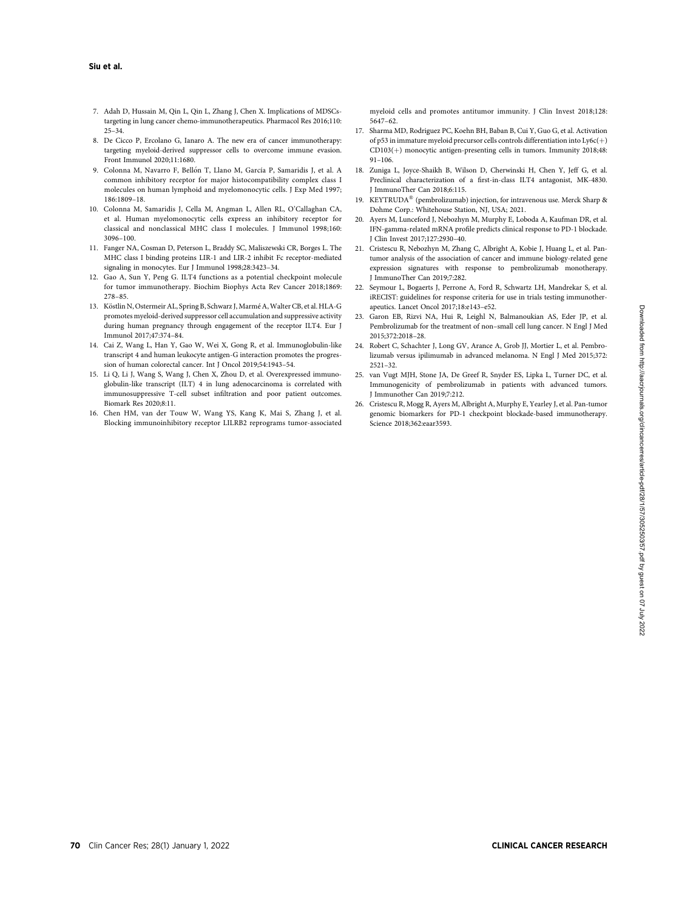7. Adah D, Hussain M, Qin L, Qin L, Zhang J, Chen X. Implications of MDSCs-targeting in lung cancer chemo-immunotherapeutics. Pharmacol Res 2016;110: 25–34.
8. De Cicco P, Ercolano G, Ianaro A. The new era of cancer immunotherapy: targeting myeloid-derived suppressor cells to overcome immune evasion. Front Immunol 2020;11:1680.
9. Colonna M, Navarro F, Bellón T, Llano M, García P, Samaridis J, et al. A common inhibitory receptor for major histocompatibility complex class I molecules on human lymphoid and myelomonocytic cells. J Exp Med 1997; 186:1809–18.
10. Colonna M, Samaridis J, Cella M, Angman L, Allen RL, O'Callaghan CA, et al. Human myelomonocytic cells express an inhibitory receptor for classical and nonclassical MHC class I molecules. J Immunol 1998;160: 3096–100.
11. Fanger NA, Cosman D, Peterson L, Braddy SC, Maliszewski CR, Borges L. The MHC class I binding proteins LIR-1 and LIR-2 inhibit Fc receptor-mediated signaling in monocytes. Eur J Immunol 1998;28:3423–34.
12. Gao A, Sun Y, Peng G. ILT4 functions as a potential checkpoint molecule for tumor immunotherapy. Biochim Biophys Acta Rev Cancer 2018;1869: 278–85.
13. Köstlin N, Ostermeir AL, Spring B, Schwarz J, Marmé A, Walter CB, et al. HLA-G promotes myeloid-derived suppressor cell accumulation and suppressive activity during human pregnancy through engagement of the receptor ILT4. Eur J Immunol 2017;47:374–84.
14. Cai Z, Wang L, Han Y, Gao W, Wei X, Gong R, et al. Immunoglobulin-like transcript 4 and human leukocyte antigen-G interaction promotes the progression of human colorectal cancer. Int J Oncol 2019;54:1943–54.
15. Li Q, Li J, Wang S, Wang J, Chen X, Zhou D, et al. Overexpressed immunoglobulin-like transcript (ILT) 4 in lung adenocarcinoma is correlated with immunosuppressive T-cell subset infiltration and poor patient outcomes. Biomark Res 2020;8:11.
16. Chen HM, van der Touw W, Wang YS, Kang K, Mai S, Zhang J, et al. Blocking immunoinhibitory receptor LILRB2 reprograms tumor-associated myeloid cells and promotes antitumor immunity. J Clin Invest 2018;128: 5647–62.
17. Sharma MD, Rodriguez PC, Koehn BH, Baban B, Cui Y, Guo G, et al. Activation of p53 in immature myeloid precursor cells controls differentiation into Ly6c(+) CD103(+) monocytic antigen-presenting cells in tumors. Immunity 2018;48: 91–106.
18. Zuniga L, Joyce-Shaikh B, Wilson D, Cherwinski H, Chen Y, Jeff G, et al. Preclinical characterization of a first-in-class ILT4 antagonist, MK-4830. J ImmunoTher Can 2018;6:115.
19. KEYTRUDA® (pembrolizumab) injection, for intravenous use. Merck Sharp & Dohme Corp.: Whitehouse Station, NJ, USA; 2021.
20. Ayers M, Lunceford J, Nebozhyn M, Murphy E, Loboda A, Kaufman DR, et al. IFN-gamma-related mRNA profile predicts clinical response to PD-1 blockade. J Clin Invest 2017;127:2930–40.
21. Cristescu R, Nebozhyn M, Zhang C, Albright A, Kobie J, Huang L, et al. Pan-tumor analysis of the association of cancer and immune biology-related gene expression signatures with response to pembrolizumab monotherapy. J ImmunoTher Can 2019;7:282.
22. Seymour L, Bogaerts J, Perrone A, Ford R, Schwartz LH, Mandrekar S, et al. iRECIST: guidelines for response criteria for use in trials testing immunotherapeutics. Lancet Oncol 2017;18:e143–e52.
23. Garon EB, Rizvi NA, Hui R, Leighl N, Balmanoukian AS, Eder JP, et al. Pembrolizumab for the treatment of non–small cell lung cancer. N Engl J Med 2015;372:2018–28.
24. Robert C, Schachter J, Long GV, Arance A, Grob JJ, Mortier L, et al. Pembrolizumab versus ipilimumab in advanced melanoma. N Engl J Med 2015;372: 2521–32.
25. van Vugt MJH, Stone JA, De Greef R, Snyder ES, Lipka L, Turner DC, et al. Immunogenicity of pembrolizumab in patients with advanced tumors. J Immunother Can 2019;7:212.
26. Cristescu R, Mogg R, Ayers M, Albright A, Murphy E, Yearley J, et al. Pan-tumor genomic biomarkers for PD-1 checkpoint blockade-based immunotherapy. Science 2018;362:eaar3593.